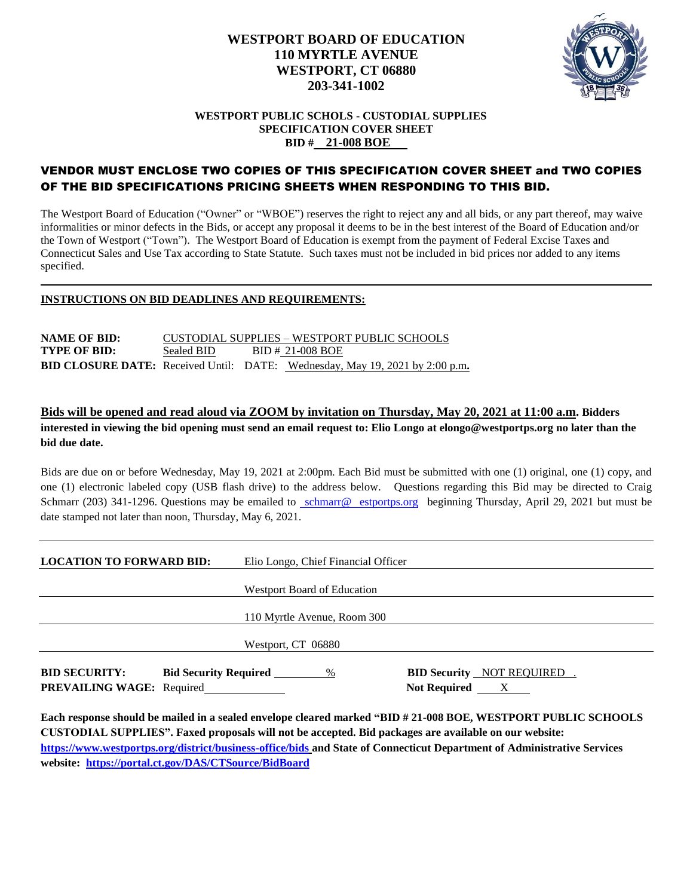# WESTPORT BOARD OF EDUCATION
# 110 MYRTLE AVENUE
# WESTPORT, CT 06880
# 203-341-1002

**WESTPORT PUBLIC SCHOLS - CUSTODIAL SUPPLIES**
**SPECIFICATION COVER SHEET**
**BID # 21-008 BOE**

## VENDOR MUST ENCLOSE TWO COPIES OF THIS SPECIFICATION COVER SHEET and TWO COPIES OF THE BID SPECIFICATIONS PRICING SHEETS WHEN RESPONDING TO THIS BID.

The Westport Board of Education ("Owner" or "WBOE") reserves the right to reject any and all bids, or any part thereof, may waive informalities or minor defects in the Bids, or accept any proposal it deems to be in the best interest of the Board of Education and/or the Town of Westport ("Town"). The Westport Board of Education is exempt from the payment of Federal Excise Taxes and Connecticut Sales and Use Tax according to State Statute. Such taxes must not be included in bid prices nor added to any items specified.

---

**INSTRUCTIONS ON BID DEADLINES AND REQUIREMENTS:**

**NAME OF BID:** CUSTODIAL SUPPLIES – WESTPORT PUBLIC SCHOOLS
**TYPE OF BID:** Sealed BID BID # 21-008 BOE
**BID CLOSURE DATE:** Received Until: DATE: Wednesday, May 19, 2021 by 2:00 p.m**.**

**Bids will be opened and read aloud via ZOOM by invitation on Thursday, May 20, 2021 at 11:00 a.m. Bidders interested in viewing the bid opening must send an email request to: Elio Longo at elongo@westportps.org no later than the bid due date.**

Bids are due on or before Wednesday, May 19, 2021 at 2:00pm. Each Bid must be submitted with one (1) original, one (1) copy, and one (1) electronic labeled copy (USB flash drive) to the address below. Questions regarding this Bid may be directed to Craig Schmarr (203) 341-1296. Questions may be emailed to schmarr@ estportps.org beginning Thursday, April 29, 2021 but must be date stamped not later than noon, Thursday, May 6, 2021.

---

**LOCATION TO FORWARD BID:** Elio Longo, Chief Financial Officer
Westport Board of Education
110 Myrtle Avenue, Room 300
Westport, CT 06880

**BID SECURITY:** **Bid Security Required** ______ % **BID Security** NOT REQUIRED .
**PREVAILING WAGE:** Required ______ **Not Required** X

**Each response should be mailed in a sealed envelope cleared marked "BID # 21-008 BOE, WESTPORT PUBLIC SCHOOLS CUSTODIAL SUPPLIES". Faxed proposals will not be accepted. Bid packages are available on our website: https://www.westportps.org/district/business-office/bids and State of Connecticut Department of Administrative Services website: https://portal.ct.gov/DAS/CTSource/BidBoard**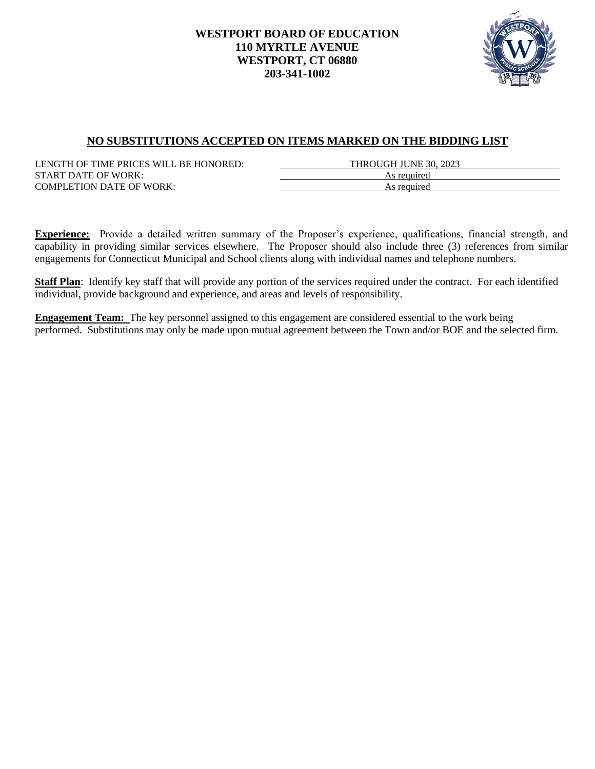**WESTPORT BOARD OF EDUCATION**
**110 MYRTLE AVENUE**
**WESTPORT, CT 06880**
**203-341-1002**

## NO SUBSTITUTIONS ACCEPTED ON ITEMS MARKED ON THE BIDDING LIST

| | |
|---|---|
| LENGTH OF TIME PRICES WILL BE HONORED: | THROUGH JUNE 30, 2023 |
| START DATE OF WORK: | As required |
| COMPLETION DATE OF WORK: | As required |

**Experience:** Provide a detailed written summary of the Proposer's experience, qualifications, financial strength, and capability in providing similar services elsewhere. The Proposer should also include three (3) references from similar engagements for Connecticut Municipal and School clients along with individual names and telephone numbers.

**Staff Plan**: Identify key staff that will provide any portion of the services required under the contract. For each identified individual, provide background and experience, and areas and levels of responsibility.

**Engagement Team:** The key personnel assigned to this engagement are considered essential to the work being performed. Substitutions may only be made upon mutual agreement between the Town and/or BOE and the selected firm.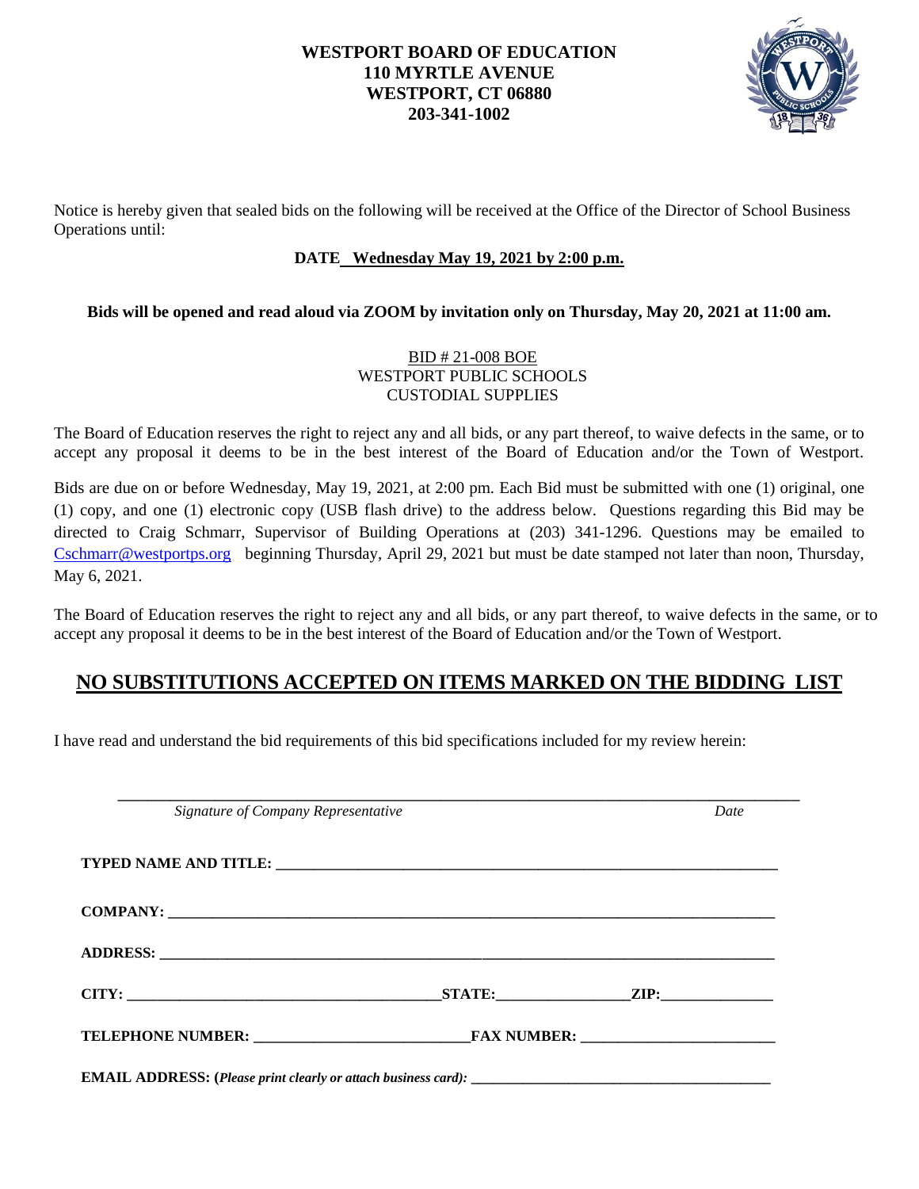**WESTPORT BOARD OF EDUCATION**
**110 MYRTLE AVENUE**
**WESTPORT, CT 06880**
**203-341-1002**

Notice is hereby given that sealed bids on the following will be received at the Office of the Director of School Business Operations until:

**DATE Wednesday May 19, 2021 by 2:00 p.m.**

**Bids will be opened and read aloud via ZOOM by invitation only on Thursday, May 20, 2021 at 11:00 am.**

BID # 21-008 BOE
WESTPORT PUBLIC SCHOOLS
CUSTODIAL SUPPLIES

The Board of Education reserves the right to reject any and all bids, or any part thereof, to waive defects in the same, or to accept any proposal it deems to be in the best interest of the Board of Education and/or the Town of Westport.

Bids are due on or before Wednesday, May 19, 2021, at 2:00 pm. Each Bid must be submitted with one (1) original, one (1) copy, and one (1) electronic copy (USB flash drive) to the address below. Questions regarding this Bid may be directed to Craig Schmarr, Supervisor of Building Operations at (203) 341-1296. Questions may be emailed to Cschmarr@westportps.org beginning Thursday, April 29, 2021 but must be date stamped not later than noon, Thursday, May 6, 2021.

The Board of Education reserves the right to reject any and all bids, or any part thereof, to waive defects in the same, or to accept any proposal it deems to be in the best interest of the Board of Education and/or the Town of Westport.

## NO SUBSTITUTIONS ACCEPTED ON ITEMS MARKED ON THE BIDDING LIST

I have read and understand the bid requirements of this bid specifications included for my review herein:

_______________________________________________________________________________
*Signature of Company Representative* *Date*

**TYPED NAME AND TITLE:** _______________________________________________

**COMPANY:** _______________________________________________

**ADDRESS:** _______________________________________________

**CITY:** ______________________ **STATE:** ______________ **ZIP:** ______________

**TELEPHONE NUMBER:** ______________________ **FAX NUMBER:** ______________________

**EMAIL ADDRESS: (*Please print clearly or attach business card):*** ______________________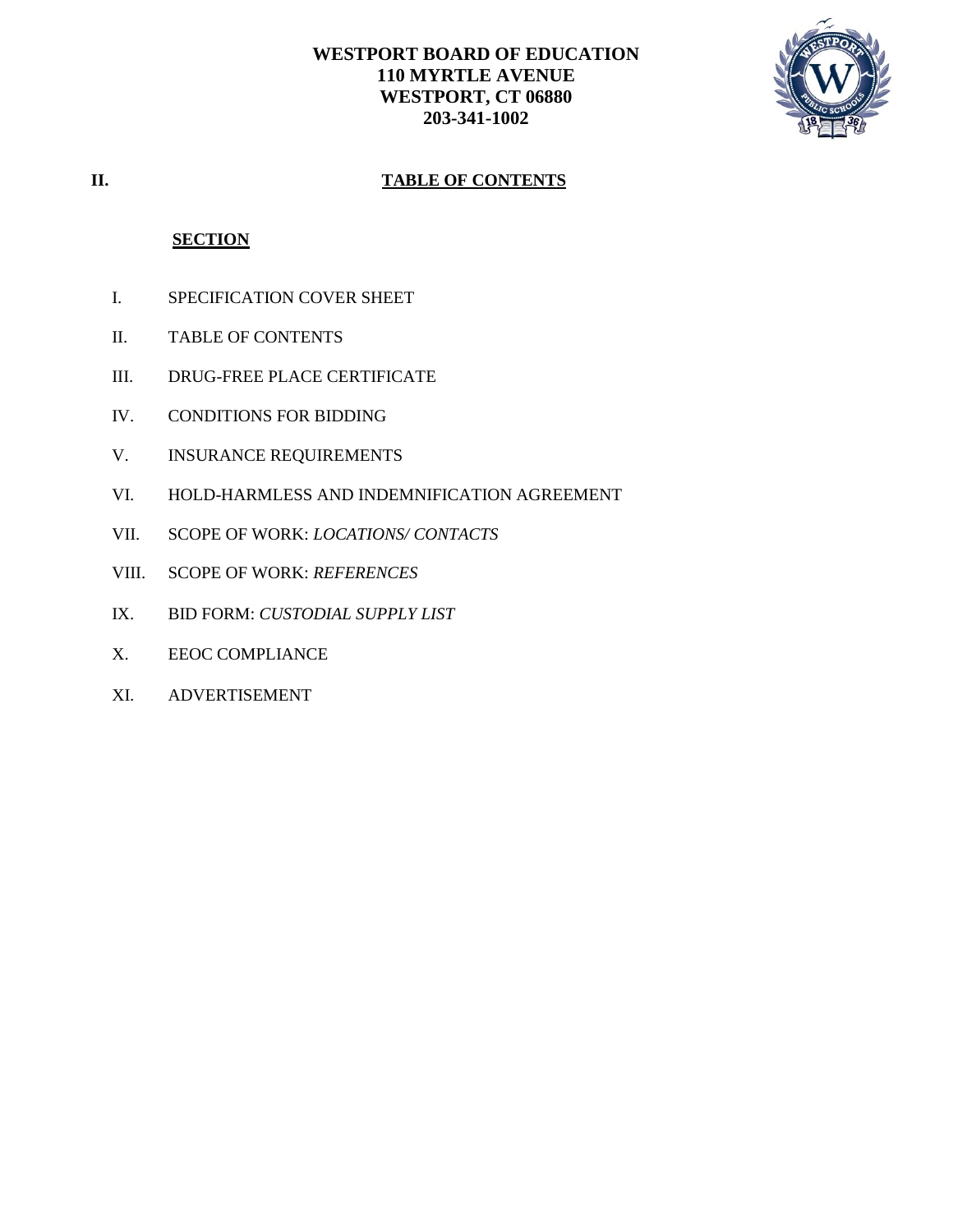**WESTPORT BOARD OF EDUCATION**
**110 MYRTLE AVENUE**
**WESTPORT, CT 06880**
**203-341-1002**

## II. TABLE OF CONTENTS

**SECTION**

I. SPECIFICATION COVER SHEET

II. TABLE OF CONTENTS

III. DRUG-FREE PLACE CERTIFICATE

IV. CONDITIONS FOR BIDDING

V. INSURANCE REQUIREMENTS

VI. HOLD-HARMLESS AND INDEMNIFICATION AGREEMENT

VII. SCOPE OF WORK: *LOCATIONS/ CONTACTS*

VIII. SCOPE OF WORK: *REFERENCES*

IX. BID FORM: *CUSTODIAL SUPPLY LIST*

X. EEOC COMPLIANCE

XI. ADVERTISEMENT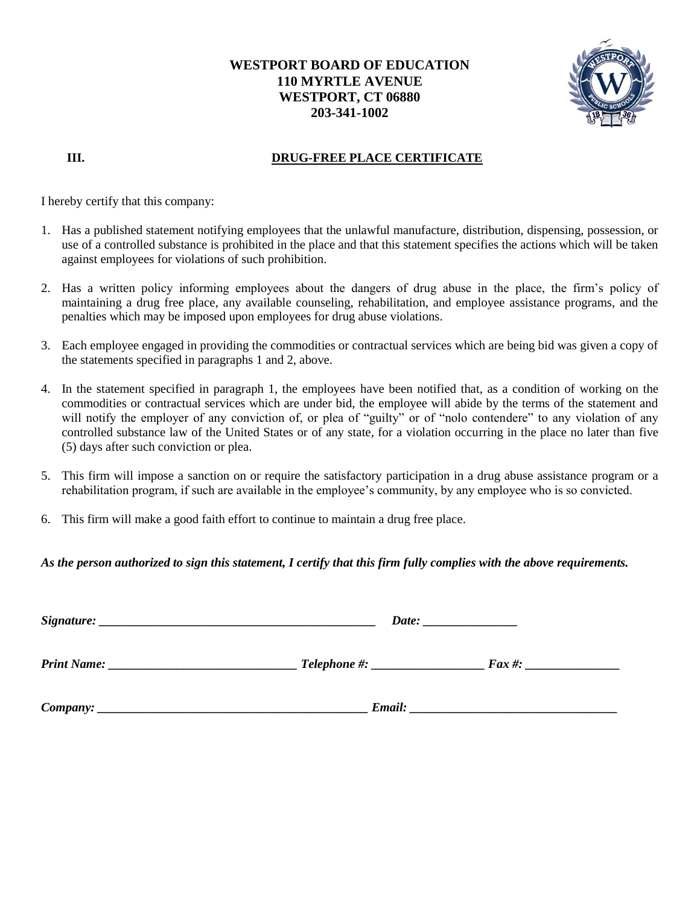**WESTPORT BOARD OF EDUCATION**
**110 MYRTLE AVENUE**
**WESTPORT, CT 06880**
**203-341-1002**

## III. DRUG-FREE PLACE CERTIFICATE

I hereby certify that this company:

1. Has a published statement notifying employees that the unlawful manufacture, distribution, dispensing, possession, or use of a controlled substance is prohibited in the place and that this statement specifies the actions which will be taken against employees for violations of such prohibition.

2. Has a written policy informing employees about the dangers of drug abuse in the place, the firm's policy of maintaining a drug free place, any available counseling, rehabilitation, and employee assistance programs, and the penalties which may be imposed upon employees for drug abuse violations.

3. Each employee engaged in providing the commodities or contractual services which are being bid was given a copy of the statements specified in paragraphs 1 and 2, above.

4. In the statement specified in paragraph 1, the employees have been notified that, as a condition of working on the commodities or contractual services which are under bid, the employee will abide by the terms of the statement and will notify the employer of any conviction of, or plea of "guilty" or of "nolo contendere" to any violation of any controlled substance law of the United States or of any state, for a violation occurring in the place no later than five (5) days after such conviction or plea.

5. This firm will impose a sanction on or require the satisfactory participation in a drug abuse assistance program or a rehabilitation program, if such are available in the employee's community, by any employee who is so convicted.

6. This firm will make a good faith effort to continue to maintain a drug free place.

***As the person authorized to sign this statement, I certify that this firm fully complies with the above requirements.***

***Signature:*** ____________________________________________ ***Date:*** _______________

***Print Name:*** ______________________________ ***Telephone #:*** __________________ ***Fax #:*** _______________

***Company:*** ___________________________________________ ***Email:*** _________________________________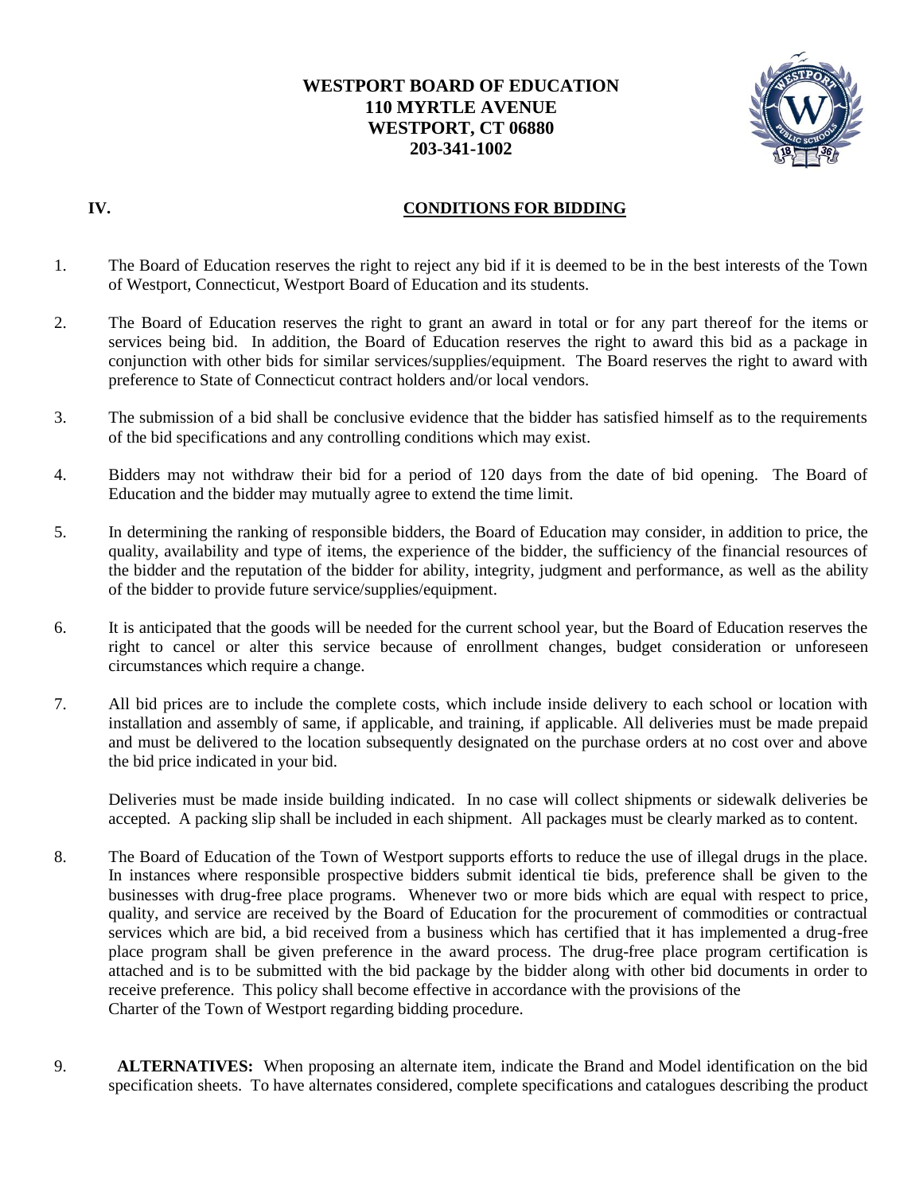**WESTPORT BOARD OF EDUCATION**
**110 MYRTLE AVENUE**
**WESTPORT, CT 06880**
**203-341-1002**

## IV. CONDITIONS FOR BIDDING

1. The Board of Education reserves the right to reject any bid if it is deemed to be in the best interests of the Town of Westport, Connecticut, Westport Board of Education and its students.

2. The Board of Education reserves the right to grant an award in total or for any part thereof for the items or services being bid. In addition, the Board of Education reserves the right to award this bid as a package in conjunction with other bids for similar services/supplies/equipment. The Board reserves the right to award with preference to State of Connecticut contract holders and/or local vendors.

3. The submission of a bid shall be conclusive evidence that the bidder has satisfied himself as to the requirements of the bid specifications and any controlling conditions which may exist.

4. Bidders may not withdraw their bid for a period of 120 days from the date of bid opening. The Board of Education and the bidder may mutually agree to extend the time limit.

5. In determining the ranking of responsible bidders, the Board of Education may consider, in addition to price, the quality, availability and type of items, the experience of the bidder, the sufficiency of the financial resources of the bidder and the reputation of the bidder for ability, integrity, judgment and performance, as well as the ability of the bidder to provide future service/supplies/equipment.

6. It is anticipated that the goods will be needed for the current school year, but the Board of Education reserves the right to cancel or alter this service because of enrollment changes, budget consideration or unforeseen circumstances which require a change.

7. All bid prices are to include the complete costs, which include inside delivery to each school or location with installation and assembly of same, if applicable, and training, if applicable. All deliveries must be made prepaid and must be delivered to the location subsequently designated on the purchase orders at no cost over and above the bid price indicated in your bid.

   Deliveries must be made inside building indicated. In no case will collect shipments or sidewalk deliveries be accepted. A packing slip shall be included in each shipment. All packages must be clearly marked as to content.

8. The Board of Education of the Town of Westport supports efforts to reduce the use of illegal drugs in the place. In instances where responsible prospective bidders submit identical tie bids, preference shall be given to the businesses with drug-free place programs. Whenever two or more bids which are equal with respect to price, quality, and service are received by the Board of Education for the procurement of commodities or contractual services which are bid, a bid received from a business which has certified that it has implemented a drug-free place program shall be given preference in the award process. The drug-free place program certification is attached and is to be submitted with the bid package by the bidder along with other bid documents in order to receive preference. This policy shall become effective in accordance with the provisions of the Charter of the Town of Westport regarding bidding procedure.

9. **ALTERNATIVES:** When proposing an alternate item, indicate the Brand and Model identification on the bid specification sheets. To have alternates considered, complete specifications and catalogues describing the product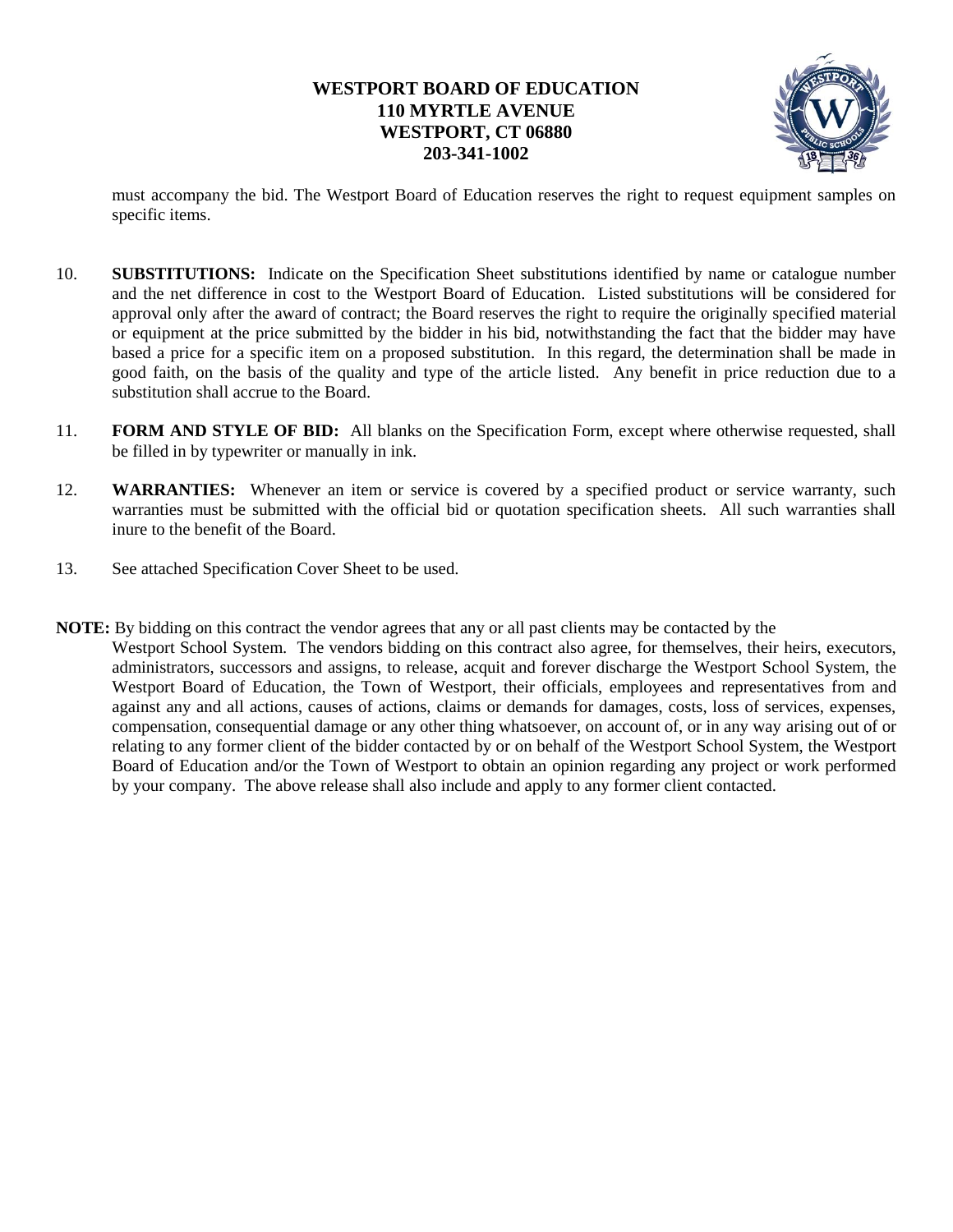must accompany the bid. The Westport Board of Education reserves the right to request equipment samples on specific items.

10. **SUBSTITUTIONS:** Indicate on the Specification Sheet substitutions identified by name or catalogue number and the net difference in cost to the Westport Board of Education. Listed substitutions will be considered for approval only after the award of contract; the Board reserves the right to require the originally specified material or equipment at the price submitted by the bidder in his bid, notwithstanding the fact that the bidder may have based a price for a specific item on a proposed substitution. In this regard, the determination shall be made in good faith, on the basis of the quality and type of the article listed. Any benefit in price reduction due to a substitution shall accrue to the Board.

11. **FORM AND STYLE OF BID:** All blanks on the Specification Form, except where otherwise requested, shall be filled in by typewriter or manually in ink.

12. **WARRANTIES:** Whenever an item or service is covered by a specified product or service warranty, such warranties must be submitted with the official bid or quotation specification sheets. All such warranties shall inure to the benefit of the Board.

13. See attached Specification Cover Sheet to be used.

**NOTE:** By bidding on this contract the vendor agrees that any or all past clients may be contacted by the Westport School System. The vendors bidding on this contract also agree, for themselves, their heirs, executors, administrators, successors and assigns, to release, acquit and forever discharge the Westport School System, the Westport Board of Education, the Town of Westport, their officials, employees and representatives from and against any and all actions, causes of actions, claims or demands for damages, costs, loss of services, expenses, compensation, consequential damage or any other thing whatsoever, on account of, or in any way arising out of or relating to any former client of the bidder contacted by or on behalf of the Westport School System, the Westport Board of Education and/or the Town of Westport to obtain an opinion regarding any project or work performed by your company. The above release shall also include and apply to any former client contacted.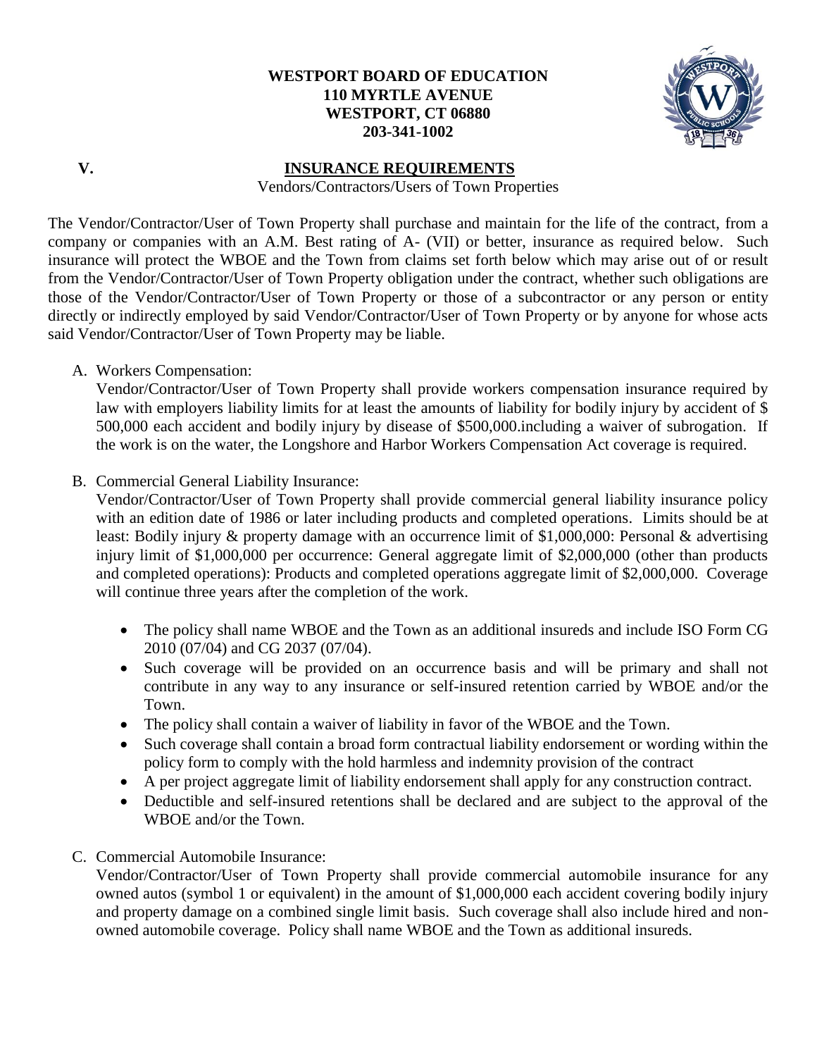**WESTPORT BOARD OF EDUCATION**
**110 MYRTLE AVENUE**
**WESTPORT, CT 06880**
**203-341-1002**

## V. INSURANCE REQUIREMENTS

Vendors/Contractors/Users of Town Properties

The Vendor/Contractor/User of Town Property shall purchase and maintain for the life of the contract, from a company or companies with an A.M. Best rating of A- (VII) or better, insurance as required below. Such insurance will protect the WBOE and the Town from claims set forth below which may arise out of or result from the Vendor/Contractor/User of Town Property obligation under the contract, whether such obligations are those of the Vendor/Contractor/User of Town Property or those of a subcontractor or any person or entity directly or indirectly employed by said Vendor/Contractor/User of Town Property or by anyone for whose acts said Vendor/Contractor/User of Town Property may be liable.

A. Workers Compensation:

Vendor/Contractor/User of Town Property shall provide workers compensation insurance required by law with employers liability limits for at least the amounts of liability for bodily injury by accident of $ 500,000 each accident and bodily injury by disease of $500,000.including a waiver of subrogation. If the work is on the water, the Longshore and Harbor Workers Compensation Act coverage is required.

B. Commercial General Liability Insurance:

Vendor/Contractor/User of Town Property shall provide commercial general liability insurance policy with an edition date of 1986 or later including products and completed operations. Limits should be at least: Bodily injury & property damage with an occurrence limit of $1,000,000: Personal & advertising injury limit of $1,000,000 per occurrence: General aggregate limit of $2,000,000 (other than products and completed operations): Products and completed operations aggregate limit of $2,000,000. Coverage will continue three years after the completion of the work.

- The policy shall name WBOE and the Town as an additional insureds and include ISO Form CG 2010 (07/04) and CG 2037 (07/04).
- Such coverage will be provided on an occurrence basis and will be primary and shall not contribute in any way to any insurance or self-insured retention carried by WBOE and/or the Town.
- The policy shall contain a waiver of liability in favor of the WBOE and the Town.
- Such coverage shall contain a broad form contractual liability endorsement or wording within the policy form to comply with the hold harmless and indemnity provision of the contract
- A per project aggregate limit of liability endorsement shall apply for any construction contract.
- Deductible and self-insured retentions shall be declared and are subject to the approval of the WBOE and/or the Town.

C. Commercial Automobile Insurance:

Vendor/Contractor/User of Town Property shall provide commercial automobile insurance for any owned autos (symbol 1 or equivalent) in the amount of $1,000,000 each accident covering bodily injury and property damage on a combined single limit basis. Such coverage shall also include hired and non-owned automobile coverage. Policy shall name WBOE and the Town as additional insureds.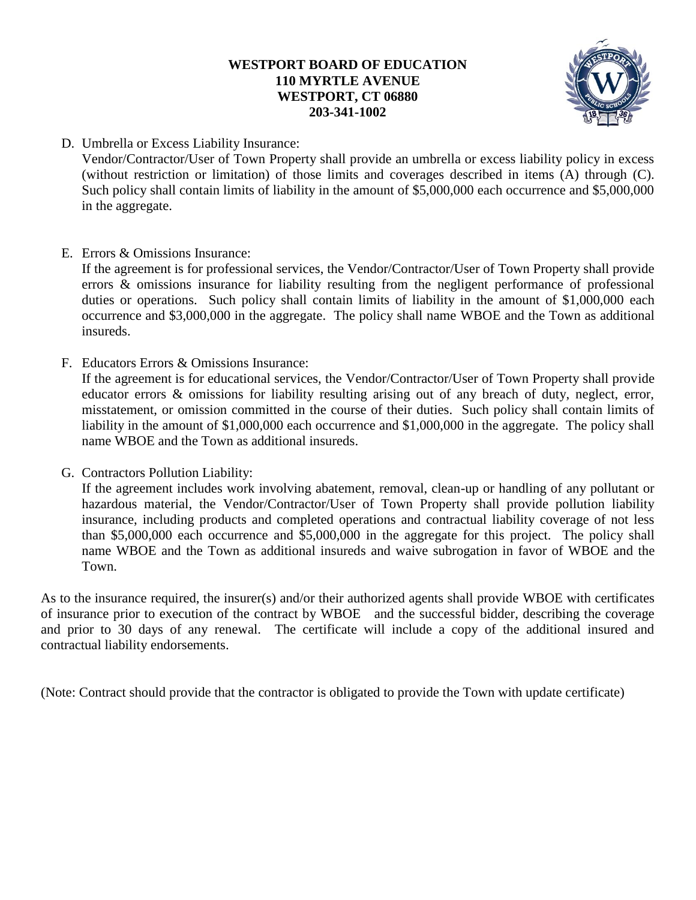D. Umbrella or Excess Liability Insurance:
Vendor/Contractor/User of Town Property shall provide an umbrella or excess liability policy in excess (without restriction or limitation) of those limits and coverages described in items (A) through (C). Such policy shall contain limits of liability in the amount of $5,000,000 each occurrence and $5,000,000 in the aggregate.

E. Errors & Omissions Insurance:
If the agreement is for professional services, the Vendor/Contractor/User of Town Property shall provide errors & omissions insurance for liability resulting from the negligent performance of professional duties or operations. Such policy shall contain limits of liability in the amount of $1,000,000 each occurrence and $3,000,000 in the aggregate. The policy shall name WBOE and the Town as additional insureds.

F. Educators Errors & Omissions Insurance:
If the agreement is for educational services, the Vendor/Contractor/User of Town Property shall provide educator errors & omissions for liability resulting arising out of any breach of duty, neglect, error, misstatement, or omission committed in the course of their duties. Such policy shall contain limits of liability in the amount of $1,000,000 each occurrence and $1,000,000 in the aggregate. The policy shall name WBOE and the Town as additional insureds.

G. Contractors Pollution Liability:
If the agreement includes work involving abatement, removal, clean-up or handling of any pollutant or hazardous material, the Vendor/Contractor/User of Town Property shall provide pollution liability insurance, including products and completed operations and contractual liability coverage of not less than $5,000,000 each occurrence and $5,000,000 in the aggregate for this project. The policy shall name WBOE and the Town as additional insureds and waive subrogation in favor of WBOE and the Town.

As to the insurance required, the insurer(s) and/or their authorized agents shall provide WBOE with certificates of insurance prior to execution of the contract by WBOE and the successful bidder, describing the coverage and prior to 30 days of any renewal. The certificate will include a copy of the additional insured and contractual liability endorsements.

(Note: Contract should provide that the contractor is obligated to provide the Town with update certificate)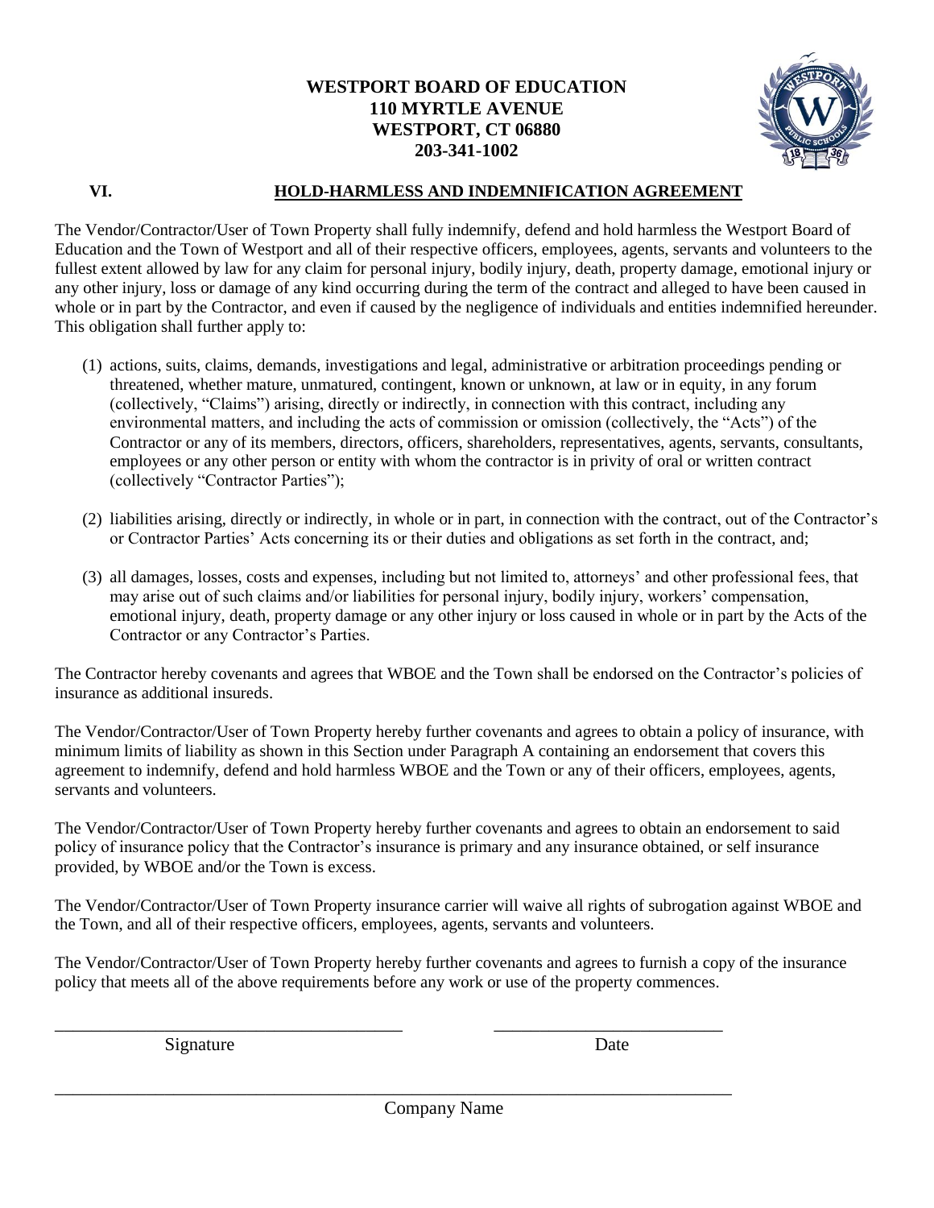**WESTPORT BOARD OF EDUCATION**
**110 MYRTLE AVENUE**
**WESTPORT, CT 06880**
**203-341-1002**

## VI. HOLD-HARMLESS AND INDEMNIFICATION AGREEMENT

The Vendor/Contractor/User of Town Property shall fully indemnify, defend and hold harmless the Westport Board of Education and the Town of Westport and all of their respective officers, employees, agents, servants and volunteers to the fullest extent allowed by law for any claim for personal injury, bodily injury, death, property damage, emotional injury or any other injury, loss or damage of any kind occurring during the term of the contract and alleged to have been caused in whole or in part by the Contractor, and even if caused by the negligence of individuals and entities indemnified hereunder. This obligation shall further apply to:

(1) actions, suits, claims, demands, investigations and legal, administrative or arbitration proceedings pending or threatened, whether mature, unmatured, contingent, known or unknown, at law or in equity, in any forum (collectively, "Claims") arising, directly or indirectly, in connection with this contract, including any environmental matters, and including the acts of commission or omission (collectively, the "Acts") of the Contractor or any of its members, directors, officers, shareholders, representatives, agents, servants, consultants, employees or any other person or entity with whom the contractor is in privity of oral or written contract (collectively "Contractor Parties");

(2) liabilities arising, directly or indirectly, in whole or in part, in connection with the contract, out of the Contractor's or Contractor Parties' Acts concerning its or their duties and obligations as set forth in the contract, and;

(3) all damages, losses, costs and expenses, including but not limited to, attorneys' and other professional fees, that may arise out of such claims and/or liabilities for personal injury, bodily injury, workers' compensation, emotional injury, death, property damage or any other injury or loss caused in whole or in part by the Acts of the Contractor or any Contractor's Parties.

The Contractor hereby covenants and agrees that WBOE and the Town shall be endorsed on the Contractor's policies of insurance as additional insureds.

The Vendor/Contractor/User of Town Property hereby further covenants and agrees to obtain a policy of insurance, with minimum limits of liability as shown in this Section under Paragraph A containing an endorsement that covers this agreement to indemnify, defend and hold harmless WBOE and the Town or any of their officers, employees, agents, servants and volunteers.

The Vendor/Contractor/User of Town Property hereby further covenants and agrees to obtain an endorsement to said policy of insurance policy that the Contractor's insurance is primary and any insurance obtained, or self insurance provided, by WBOE and/or the Town is excess.

The Vendor/Contractor/User of Town Property insurance carrier will waive all rights of subrogation against WBOE and the Town, and all of their respective officers, employees, agents, servants and volunteers.

The Vendor/Contractor/User of Town Property hereby further covenants and agrees to furnish a copy of the insurance policy that meets all of the above requirements before any work or use of the property commences.

\_\_\_\_\_\_\_\_\_\_\_\_\_\_\_\_\_\_\_\_\_\_\_\_\_\_\_\_\_\_\_\_\_\_\_\_\_\_ \_\_\_\_\_\_\_\_\_\_\_\_\_\_\_\_\_\_\_\_\_\_\_\_\_\_

Signature Date

\_\_\_\_\_\_\_\_\_\_\_\_\_\_\_\_\_\_\_\_\_\_\_\_\_\_\_\_\_\_\_\_\_\_\_\_\_\_\_\_\_\_\_\_\_\_\_\_\_\_\_\_\_\_\_\_\_\_\_\_\_\_\_\_\_\_

Company Name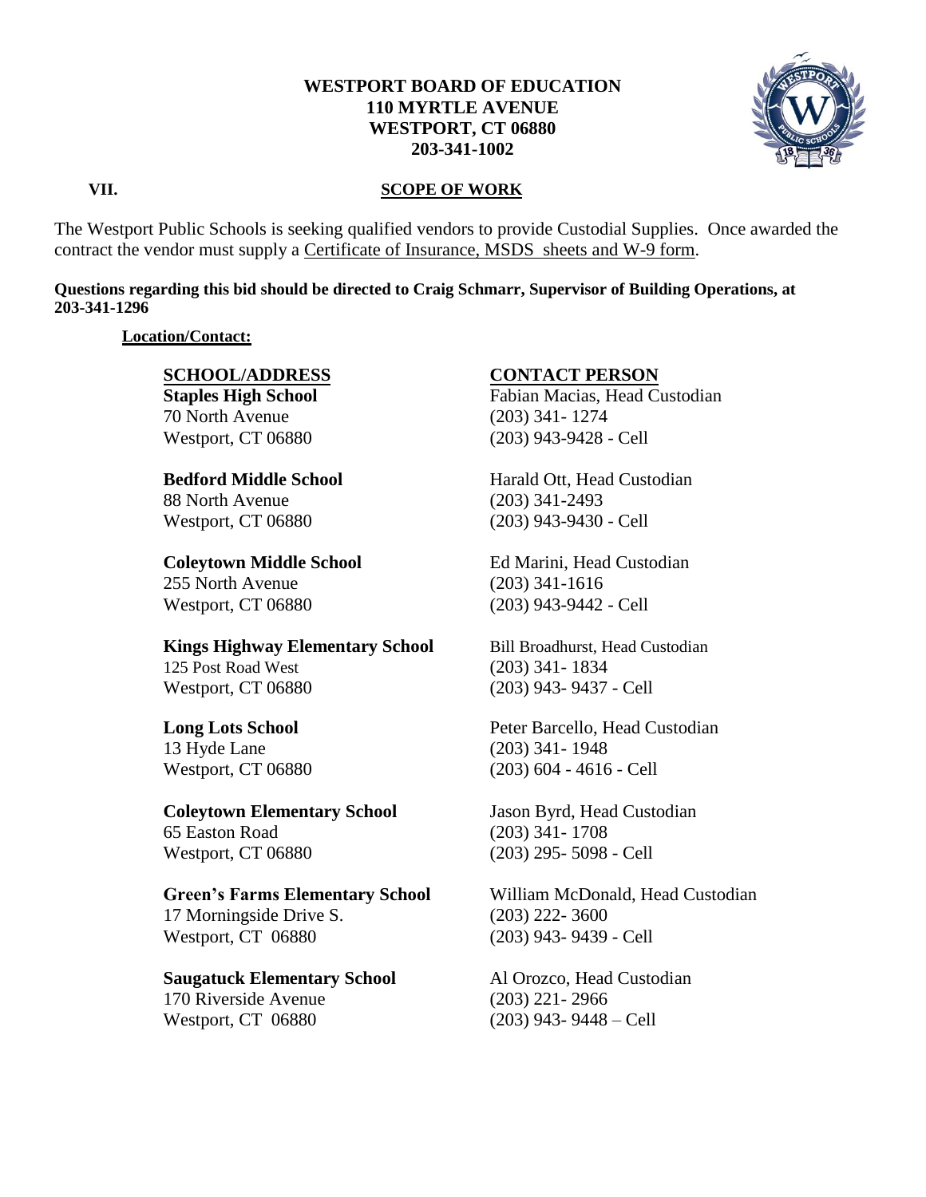**WESTPORT BOARD OF EDUCATION**
**110 MYRTLE AVENUE**
**WESTPORT, CT 06880**
**203-341-1002**

## VII. SCOPE OF WORK

The Westport Public Schools is seeking qualified vendors to provide Custodial Supplies. Once awarded the contract the vendor must supply a Certificate of Insurance, MSDS sheets and W-9 form.

**Questions regarding this bid should be directed to Craig Schmarr, Supervisor of Building Operations, at 203-341-1296**

**Location/Contact:**

| SCHOOL/ADDRESS | CONTACT PERSON |
|---|---|
| **Staples High School**<br>70 North Avenue<br>Westport, CT 06880 | Fabian Macias, Head Custodian<br>(203) 341- 1274<br>(203) 943-9428 - Cell |
| **Bedford Middle School**<br>88 North Avenue<br>Westport, CT 06880 | Harald Ott, Head Custodian<br>(203) 341-2493<br>(203) 943-9430 - Cell |
| **Coleytown Middle School**<br>255 North Avenue<br>Westport, CT 06880 | Ed Marini, Head Custodian<br>(203) 341-1616<br>(203) 943-9442 - Cell |
| **Kings Highway Elementary School**<br>125 Post Road West<br>Westport, CT 06880 | Bill Broadhurst, Head Custodian<br>(203) 341- 1834<br>(203) 943- 9437 - Cell |
| **Long Lots School**<br>13 Hyde Lane<br>Westport, CT 06880 | Peter Barcello, Head Custodian<br>(203) 341- 1948<br>(203) 604 - 4616 - Cell |
| **Coleytown Elementary School**<br>65 Easton Road<br>Westport, CT 06880 | Jason Byrd, Head Custodian<br>(203) 341- 1708<br>(203) 295- 5098 - Cell |
| **Green's Farms Elementary School**<br>17 Morningside Drive S.<br>Westport, CT 06880 | William McDonald, Head Custodian<br>(203) 222- 3600<br>(203) 943- 9439 - Cell |
| **Saugatuck Elementary School**<br>170 Riverside Avenue<br>Westport, CT 06880 | Al Orozco, Head Custodian<br>(203) 221- 2966<br>(203) 943- 9448 – Cell |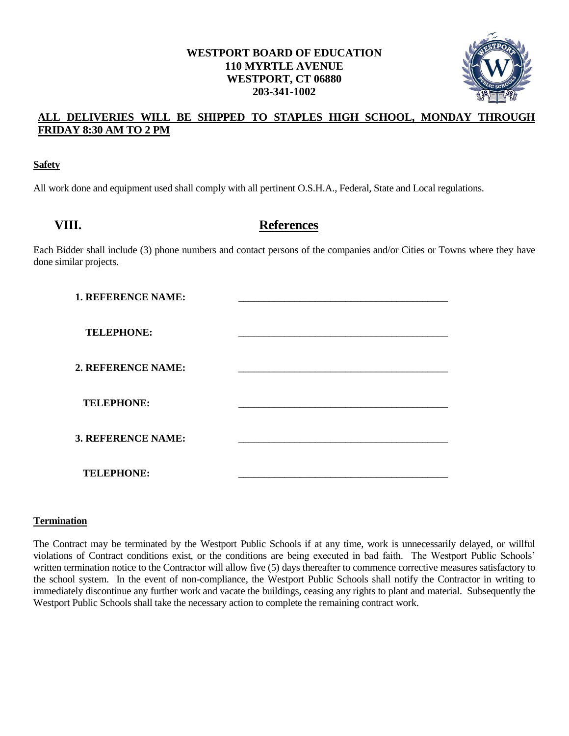**WESTPORT BOARD OF EDUCATION**
**110 MYRTLE AVENUE**
**WESTPORT, CT 06880**
**203-341-1002**

**ALL DELIVERIES WILL BE SHIPPED TO STAPLES HIGH SCHOOL, MONDAY THROUGH FRIDAY 8:30 AM TO 2 PM**

**Safety**

All work done and equipment used shall comply with all pertinent O.S.H.A., Federal, State and Local regulations.

## VIII. References

Each Bidder shall include (3) phone numbers and contact persons of the companies and/or Cities or Towns where they have done similar projects.

**1. REFERENCE NAME:** ________________________________________

**TELEPHONE:** ________________________________________

**2. REFERENCE NAME:** ________________________________________

**TELEPHONE:** ________________________________________

**3. REFERENCE NAME:** ________________________________________

**TELEPHONE:** ________________________________________

**Termination**

The Contract may be terminated by the Westport Public Schools if at any time, work is unnecessarily delayed, or willful violations of Contract conditions exist, or the conditions are being executed in bad faith. The Westport Public Schools' written termination notice to the Contractor will allow five (5) days thereafter to commence corrective measures satisfactory to the school system. In the event of non-compliance, the Westport Public Schools shall notify the Contractor in writing to immediately discontinue any further work and vacate the buildings, ceasing any rights to plant and material. Subsequently the Westport Public Schools shall take the necessary action to complete the remaining contract work.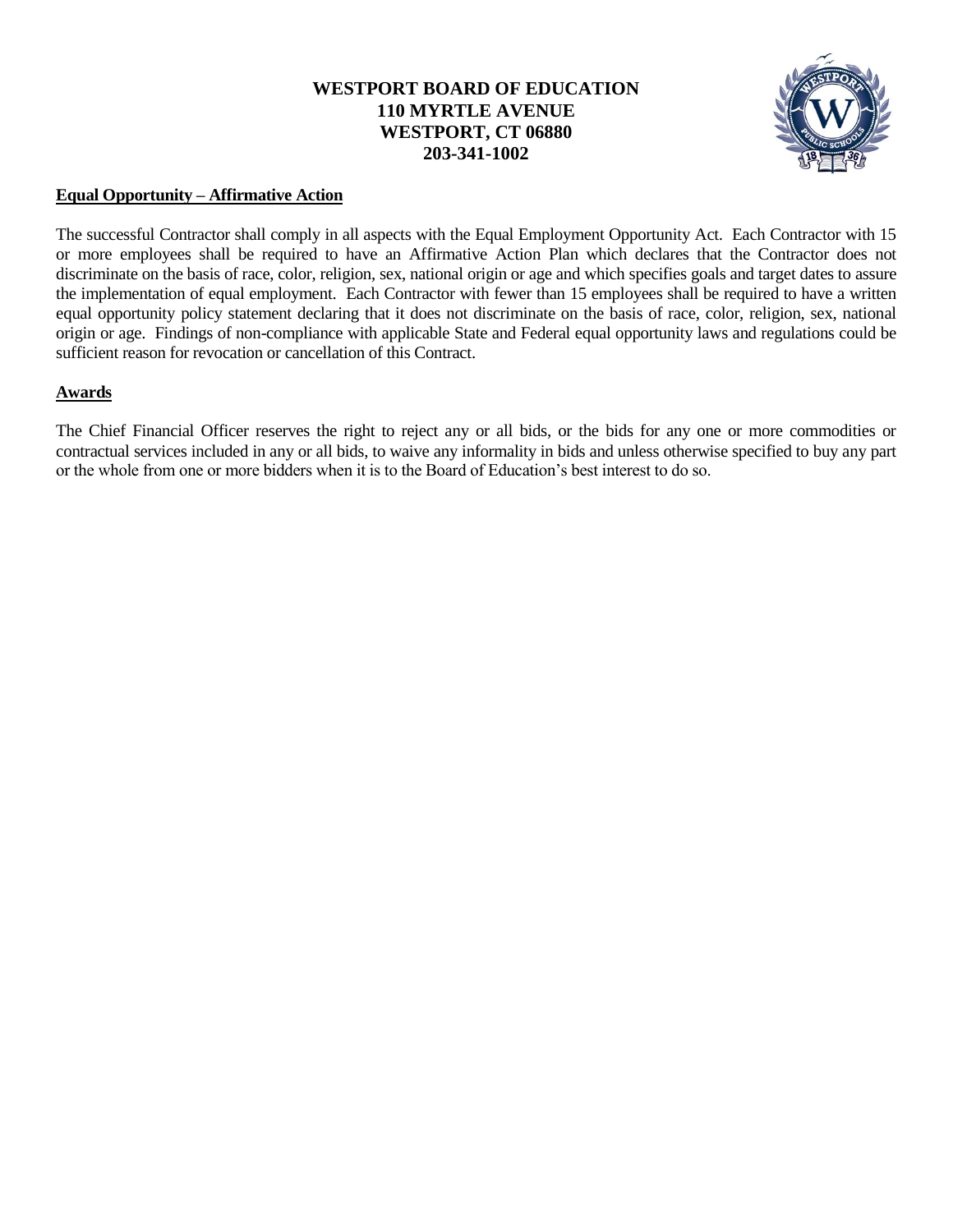**WESTPORT BOARD OF EDUCATION**
**110 MYRTLE AVENUE**
**WESTPORT, CT 06880**
**203-341-1002**

## Equal Opportunity – Affirmative Action

The successful Contractor shall comply in all aspects with the Equal Employment Opportunity Act. Each Contractor with 15 or more employees shall be required to have an Affirmative Action Plan which declares that the Contractor does not discriminate on the basis of race, color, religion, sex, national origin or age and which specifies goals and target dates to assure the implementation of equal employment. Each Contractor with fewer than 15 employees shall be required to have a written equal opportunity policy statement declaring that it does not discriminate on the basis of race, color, religion, sex, national origin or age. Findings of non-compliance with applicable State and Federal equal opportunity laws and regulations could be sufficient reason for revocation or cancellation of this Contract.

## Awards

The Chief Financial Officer reserves the right to reject any or all bids, or the bids for any one or more commodities or contractual services included in any or all bids, to waive any informality in bids and unless otherwise specified to buy any part or the whole from one or more bidders when it is to the Board of Education's best interest to do so.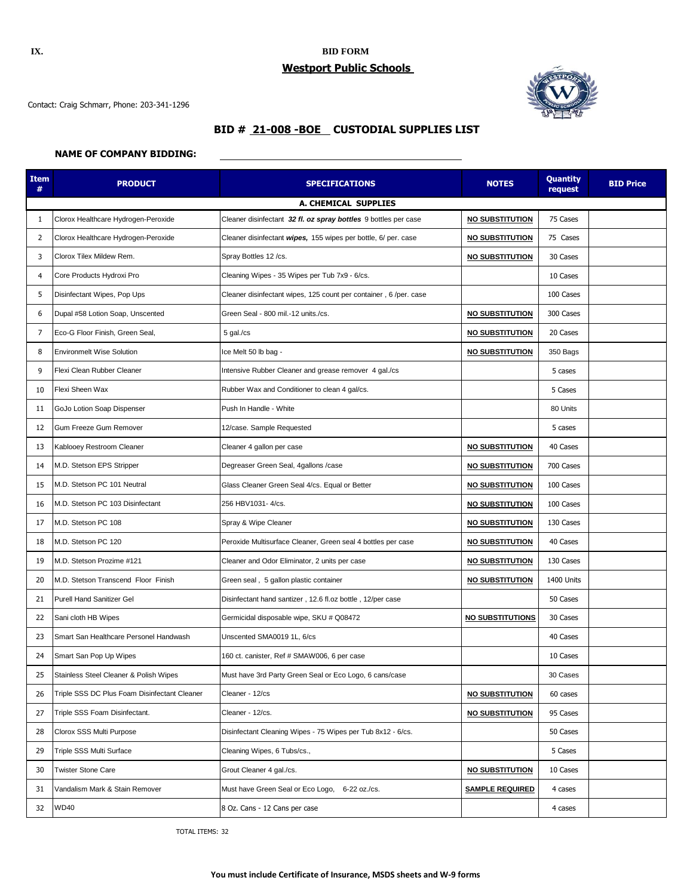IX. **BID FORM**

**Westport Public Schools**

Contact: Craig Schmarr, Phone: 203-341-1296

## BID # 21-008 -BOE CUSTODIAL SUPPLIES LIST

**NAME OF COMPANY BIDDING:** ______________________________

| Item # | PRODUCT | SPECIFICATIONS | NOTES | Quantity request | BID Price |
|---|---|---|---|---|---|
| **A. CHEMICAL SUPPLIES** | | | | | |
| 1 | Clorox Healthcare Hydrogen-Peroxide | Cleaner disinfectant ***32 fl. oz spray bottles*** 9 bottles per case | **NO SUBSTITUTION** | 75 Cases | |
| 2 | Clorox Healthcare Hydrogen-Peroxide | Cleaner disinfectant ***wipes,*** 155 wipes per bottle, 6/ per. case | **NO SUBSTITUTION** | 75 Cases | |
| 3 | Clorox Tilex Mildew Rem. | Spray Bottles 12 /cs. | **NO SUBSTITUTION** | 30 Cases | |
| 4 | Core Products Hydroxi Pro | Cleaning Wipes - 35 Wipes per Tub 7x9 - 6/cs. | | 10 Cases | |
| 5 | Disinfectant Wipes, Pop Ups | Cleaner disinfectant wipes, 125 count per container , 6 /per. case | | 100 Cases | |
| 6 | Dupal #58 Lotion Soap, Unscented | Green Seal - 800 mil.-12 units./cs. | **NO SUBSTITUTION** | 300 Cases | |
| 7 | Eco-G Floor Finish, Green Seal, | 5 gal./cs | **NO SUBSTITUTION** | 20 Cases | |
| 8 | Environmelt Wise Solution | Ice Melt 50 lb bag - | **NO SUBSTITUTION** | 350 Bags | |
| 9 | Flexi Clean Rubber Cleaner | Intensive Rubber Cleaner and grease remover 4 gal./cs | | 5 cases | |
| 10 | Flexi Sheen Wax | Rubber Wax and Conditioner to clean 4 gal/cs. | | 5 Cases | |
| 11 | GoJo Lotion Soap Dispenser | Push In Handle - White | | 80 Units | |
| 12 | Gum Freeze Gum Remover | 12/case. Sample Requested | | 5 cases | |
| 13 | Kablooey Restroom Cleaner | Cleaner 4 gallon per case | **NO SUBSTITUTION** | 40 Cases | |
| 14 | M.D. Stetson EPS Stripper | Degreaser Green Seal, 4gallons /case | **NO SUBSTITUTION** | 700 Cases | |
| 15 | M.D. Stetson PC 101 Neutral | Glass Cleaner Green Seal 4/cs. Equal or Better | **NO SUBSTITUTION** | 100 Cases | |
| 16 | M.D. Stetson PC 103 Disinfectant | 256 HBV1031- 4/cs. | **NO SUBSTITUTION** | 100 Cases | |
| 17 | M.D. Stetson PC 108 | Spray & Wipe Cleaner | **NO SUBSTITUTION** | 130 Cases | |
| 18 | M.D. Stetson PC 120 | Peroxide Multisurface Cleaner, Green seal 4 bottles per case | **NO SUBSTITUTION** | 40 Cases | |
| 19 | M.D. Stetson Prozime #121 | Cleaner and Odor Eliminator, 2 units per case | **NO SUBSTITUTION** | 130 Cases | |
| 20 | M.D. Stetson Transcend Floor Finish | Green seal , 5 gallon plastic container | **NO SUBSTITUTION** | 1400 Units | |
| 21 | Purell Hand Sanitizer Gel | Disinfectant hand santizer , 12.6 fl.oz bottle , 12/per case | | 50 Cases | |
| 22 | Sani cloth HB Wipes | Germicidal disposable wipe, SKU # Q08472 | **NO SUBSTITUTIONS** | 30 Cases | |
| 23 | Smart San Healthcare Personel Handwash | Unscented SMA0019 1L, 6/cs | | 40 Cases | |
| 24 | Smart San Pop Up Wipes | 160 ct. canister, Ref # SMAW006, 6 per case | | 10 Cases | |
| 25 | Stainless Steel Cleaner & Polish Wipes | Must have 3rd Party Green Seal or Eco Logo, 6 cans/case | | 30 Cases | |
| 26 | Triple SSS DC Plus Foam Disinfectant Cleaner | Cleaner - 12/cs | **NO SUBSTITUTION** | 60 cases | |
| 27 | Triple SSS Foam Disinfectant. | Cleaner - 12/cs. | **NO SUBSTITUTION** | 95 Cases | |
| 28 | Clorox SSS Multi Purpose | Disinfectant Cleaning Wipes - 75 Wipes per Tub 8x12 - 6/cs. | | 50 Cases | |
| 29 | Triple SSS Multi Surface | Cleaning Wipes, 6 Tubs/cs., | | 5 Cases | |
| 30 | Twister Stone Care | Grout Cleaner 4 gal./cs. | **NO SUBSTITUTION** | 10 Cases | |
| 31 | Vandalism Mark & Stain Remover | Must have Green Seal or Eco Logo, 6-22 oz./cs. | **SAMPLE REQUIRED** | 4 cases | |
| 32 | WD40 | 8 Oz. Cans - 12 Cans per case | | 4 cases | |

TOTAL ITEMS: 32

**You must include Certificate of Insurance, MSDS sheets and W-9 forms**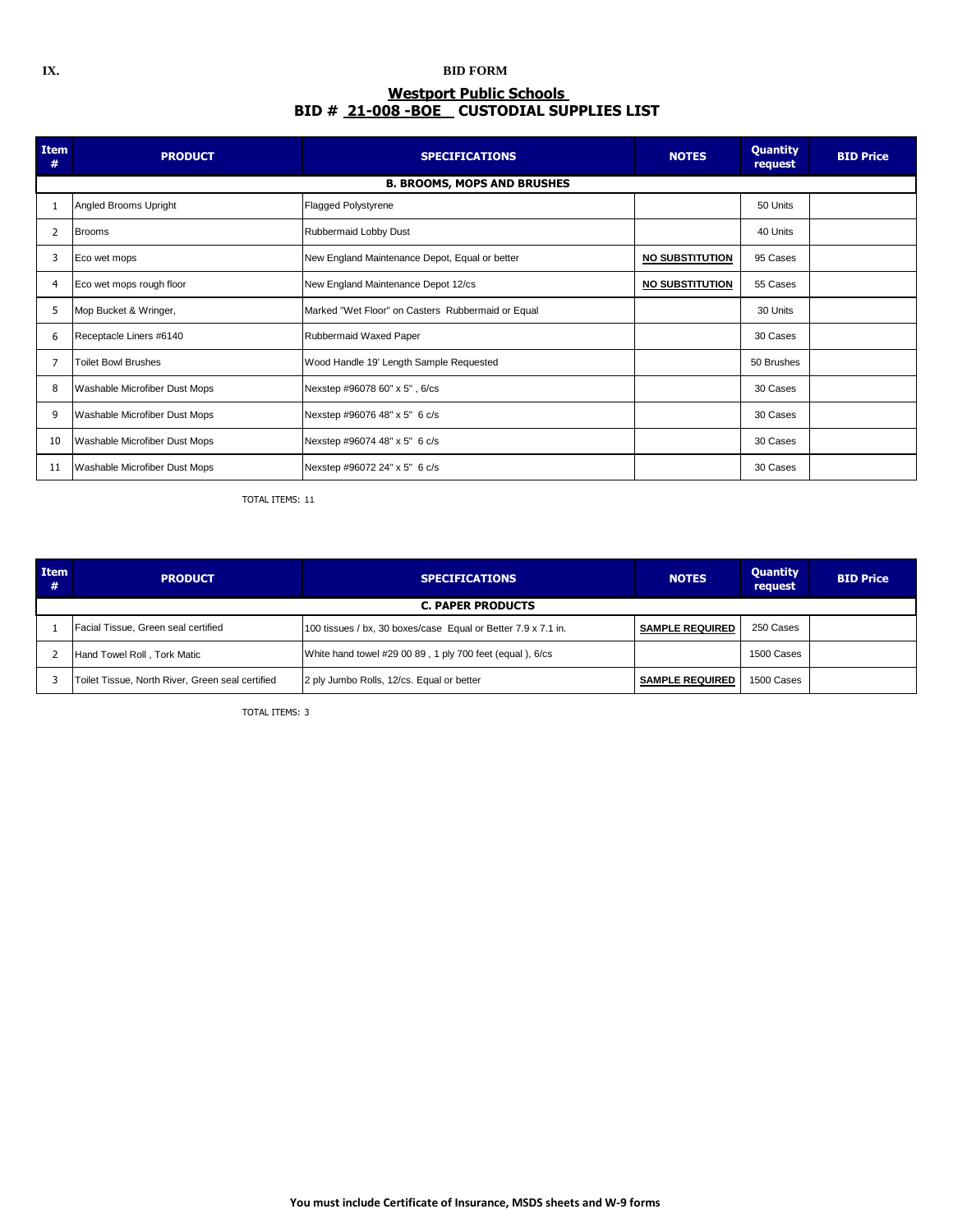IX. **BID FORM**

## Westport Public Schools
## BID # 21-008 -BOE CUSTODIAL SUPPLIES LIST

| Item # | PRODUCT | SPECIFICATIONS | NOTES | Quantity request | BID Price |
|---|---|---|---|---|---|
| | | **B. BROOMS, MOPS AND BRUSHES** | | | |
| 1 | Angled Brooms Upright | Flagged Polystyrene | | 50 Units | |
| 2 | Brooms | Rubbermaid Lobby Dust | | 40 Units | |
| 3 | Eco wet mops | New England Maintenance Depot, Equal or better | **NO SUBSTITUTION** | 95 Cases | |
| 4 | Eco wet mops rough floor | New England Maintenance Depot 12/cs | **NO SUBSTITUTION** | 55 Cases | |
| 5 | Mop Bucket & Wringer, | Marked "Wet Floor" on Casters Rubbermaid or Equal | | 30 Units | |
| 6 | Receptacle Liners #6140 | Rubbermaid Waxed Paper | | 30 Cases | |
| 7 | Toilet Bowl Brushes | Wood Handle 19' Length Sample Requested | | 50 Brushes | |
| 8 | Washable Microfiber Dust Mops | Nexstep #96078 60" x 5" , 6/cs | | 30 Cases | |
| 9 | Washable Microfiber Dust Mops | Nexstep #96076 48" x 5" 6 c/s | | 30 Cases | |
| 10 | Washable Microfiber Dust Mops | Nexstep #96074 48" x 5" 6 c/s | | 30 Cases | |
| 11 | Washable Microfiber Dust Mops | Nexstep #96072 24" x 5" 6 c/s | | 30 Cases | |

TOTAL ITEMS: 11

| Item # | PRODUCT | SPECIFICATIONS | NOTES | Quantity request | BID Price |
|---|---|---|---|---|---|
| | | **C. PAPER PRODUCTS** | | | |
| 1 | Facial Tissue, Green seal certified | 100 tissues / bx, 30 boxes/case Equal or Better 7.9 x 7.1 in. | **SAMPLE REQUIRED** | 250 Cases | |
| 2 | Hand Towel Roll , Tork Matic | White hand towel #29 00 89 , 1 ply 700 feet (equal ), 6/cs | | 1500 Cases | |
| 3 | Toilet Tissue, North River, Green seal certified | 2 ply Jumbo Rolls, 12/cs. Equal or better | **SAMPLE REQUIRED** | 1500 Cases | |

TOTAL ITEMS: 3

**You must include Certificate of Insurance, MSDS sheets and W-9 forms**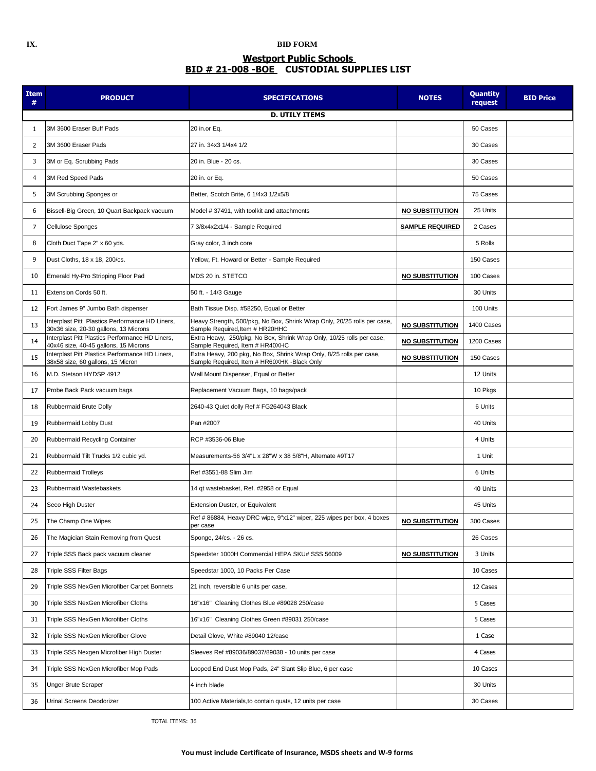IX. **BID FORM**

## Westport Public Schools
## BID # 21-008 -BOE CUSTODIAL SUPPLIES LIST

| Item # | PRODUCT | SPECIFICATIONS | NOTES | Quantity request | BID Price |
|---|---|---|---|---|---|
| | | **D. UTILY ITEMS** | | | |
| 1 | 3M 3600 Eraser Buff Pads | 20 in.or Eq. | | 50 Cases | |
| 2 | 3M 3600 Eraser Pads | 27 in. 34x3 1/4x4 1/2 | | 30 Cases | |
| 3 | 3M or Eq. Scrubbing Pads | 20 in. Blue - 20 cs. | | 30 Cases | |
| 4 | 3M Red Speed Pads | 20 in. or Eq. | | 50 Cases | |
| 5 | 3M Scrubbing Sponges or | Better, Scotch Brite, 6 1/4x3 1/2x5/8 | | 75 Cases | |
| 6 | Bissell-Big Green, 10 Quart Backpack vacuum | Model # 37491, with toolkit and attachments | **NO SUBSTITUTION** | 25 Units | |
| 7 | Cellulose Sponges | 7 3/8x4x2x1/4 - Sample Required | **SAMPLE REQUIRED** | 2 Cases | |
| 8 | Cloth Duct Tape 2" x 60 yds. | Gray color, 3 inch core | | 5 Rolls | |
| 9 | Dust Cloths, 18 x 18, 200/cs. | Yellow, Ft. Howard or Better - Sample Required | | 150 Cases | |
| 10 | Emerald Hy-Pro Stripping Floor Pad | MDS 20 in. STETCO | **NO SUBSTITUTION** | 100 Cases | |
| 11 | Extension Cords 50 ft. | 50 ft. - 14/3 Gauge | | 30 Units | |
| 12 | Fort James 9" Jumbo Bath dispenser | Bath Tissue Disp. #58250, Equal or Better | | 100 Units | |
| 13 | Interplast Pitt Plastics Performance HD Liners, 30x36 size, 20-30 gallons, 13 Microns | Heavy Strength, 500/pkg, No Box, Shrink Wrap Only, 20/25 rolls per case, Sample Required,Item # HR20HHC | **NO SUBSTITUTION** | 1400 Cases | |
| 14 | Interplast Pitt Plastics Performance HD Liners, 40x46 size, 40-45 gallons, 15 Microns | Extra Heavy, 250/pkg, No Box, Shrink Wrap Only, 10/25 rolls per case, Sample Required, Item # HR40XHC | **NO SUBSTITUTION** | 1200 Cases | |
| 15 | Interplast Pitt Plastics Performance HD Liners, 38x58 size, 60 gallons, 15 Micron | Extra Heavy, 200 pkg, No Box, Shrink Wrap Only, 8/25 rolls per case, Sample Required, Item # HR60XHK -Black Only | **NO SUBSTITUTION** | 150 Cases | |
| 16 | M.D. Stetson HYDSP 4912 | Wall Mount Dispenser, Equal or Better | | 12 Units | |
| 17 | Probe Back Pack vacuum bags | Replacement Vacuum Bags, 10 bags/pack | | 10 Pkgs | |
| 18 | Rubbermaid Brute Dolly | 2640-43 Quiet dolly Ref # FG264043 Black | | 6 Units | |
| 19 | Rubbermaid Lobby Dust | Pan #2007 | | 40 Units | |
| 20 | Rubbermaid Recycling Container | RCP #3536-06 Blue | | 4 Units | |
| 21 | Rubbermaid Tilt Trucks 1/2 cubic yd. | Measurements-56 3/4"L x 28"W x 38 5/8"H, Alternate #9T17 | | 1 Unit | |
| 22 | Rubbermaid Trolleys | Ref #3551-88 Slim Jim | | 6 Units | |
| 23 | Rubbermaid Wastebaskets | 14 qt wastebasket, Ref. #2958 or Equal | | 40 Units | |
| 24 | Seco High Duster | Extension Duster, or Equivalent | | 45 Units | |
| 25 | The Champ One Wipes | Ref # 86884, Heavy DRC wipe, 9"x12" wiper, 225 wipes per box, 4 boxes per case | **NO SUBSTITUTION** | 300 Cases | |
| 26 | The Magician Stain Removing from Quest | Sponge, 24/cs. - 26 cs. | | 26 Cases | |
| 27 | Triple SSS Back pack vacuum cleaner | Speedster 1000H Commercial HEPA SKU# SSS 56009 | **NO SUBSTITUTION** | 3 Units | |
| 28 | Triple SSS Filter Bags | Speedstar 1000, 10 Packs Per Case | | 10 Cases | |
| 29 | Triple SSS NexGen Microfiber Carpet Bonnets | 21 inch, reversible 6 units per case, | | 12 Cases | |
| 30 | Triple SSS NexGen Microfiber Cloths | 16"x16" Cleaning Clothes Blue #89028 250/case | | 5 Cases | |
| 31 | Triple SSS NexGen Microfiber Cloths | 16"x16" Cleaning Clothes Green #89031 250/case | | 5 Cases | |
| 32 | Triple SSS NexGen Microfiber Glove | Detail Glove, White #89040 12/case | | 1 Case | |
| 33 | Triple SSS Nexgen Microfiber High Duster | Sleeves Ref #89036/89037/89038 - 10 units per case | | 4 Cases | |
| 34 | Triple SSS NexGen Microfiber Mop Pads | Looped End Dust Mop Pads, 24" Slant Slip Blue, 6 per case | | 10 Cases | |
| 35 | Unger Brute Scraper | 4 inch blade | | 30 Units | |
| 36 | Urinal Screens Deodorizer | 100 Active Materials,to contain quats, 12 units per case | | 30 Cases | |

TOTAL ITEMS: 36

**You must include Certificate of Insurance, MSDS sheets and W-9 forms**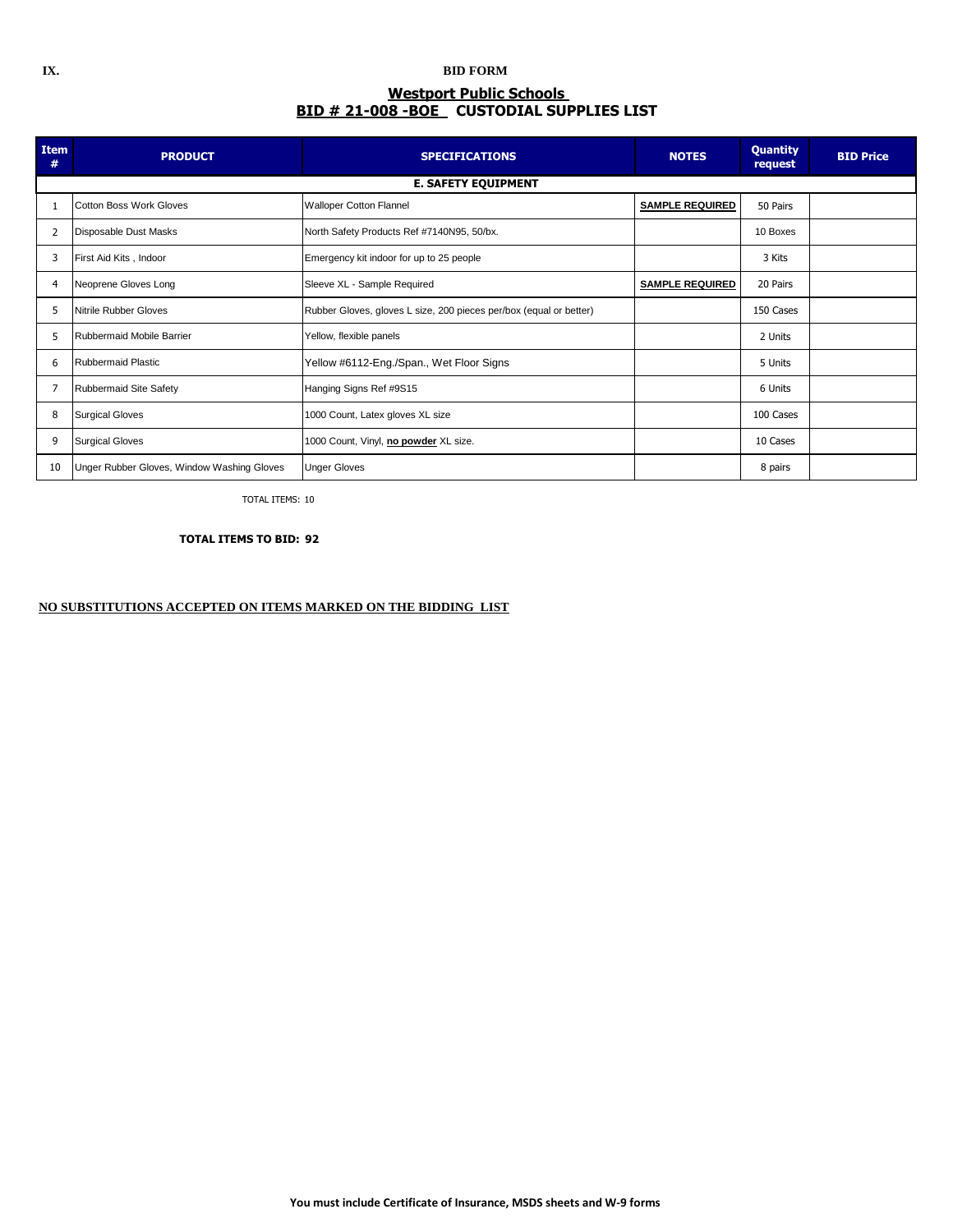IX. **BID FORM**

## Westport Public Schools
## BID # 21-008 -BOE  CUSTODIAL SUPPLIES LIST

| Item # | PRODUCT | SPECIFICATIONS | NOTES | Quantity request | BID Price |
|---|---|---|---|---|---|
| | | **E. SAFETY EQUIPMENT** | | | |
| 1 | Cotton Boss Work Gloves | Walloper Cotton Flannel | **SAMPLE REQUIRED** | 50 Pairs | |
| 2 | Disposable Dust Masks | North Safety Products Ref #7140N95, 50/bx. | | 10 Boxes | |
| 3 | First Aid Kits , Indoor | Emergency kit indoor for up to 25 people | | 3 Kits | |
| 4 | Neoprene Gloves Long | Sleeve XL - Sample Required | **SAMPLE REQUIRED** | 20 Pairs | |
| 5 | Nitrile Rubber Gloves | Rubber Gloves, gloves L size, 200 pieces per/box (equal or better) | | 150 Cases | |
| 5 | Rubbermaid Mobile Barrier | Yellow, flexible panels | | 2 Units | |
| 6 | Rubbermaid Plastic | Yellow #6112-Eng./Span., Wet Floor Signs | | 5 Units | |
| 7 | Rubbermaid Site Safety | Hanging Signs Ref #9S15 | | 6 Units | |
| 8 | Surgical Gloves | 1000 Count, Latex gloves XL size | | 100 Cases | |
| 9 | Surgical Gloves | 1000 Count, Vinyl, **no powder** XL size. | | 10 Cases | |
| 10 | Unger Rubber Gloves, Window Washing Gloves | Unger Gloves | | 8 pairs | |

TOTAL ITEMS: 10

**TOTAL ITEMS TO BID: 92**

**NO SUBSTITUTIONS ACCEPTED ON ITEMS MARKED ON THE BIDDING LIST**

**You must include Certificate of Insurance, MSDS sheets and W-9 forms**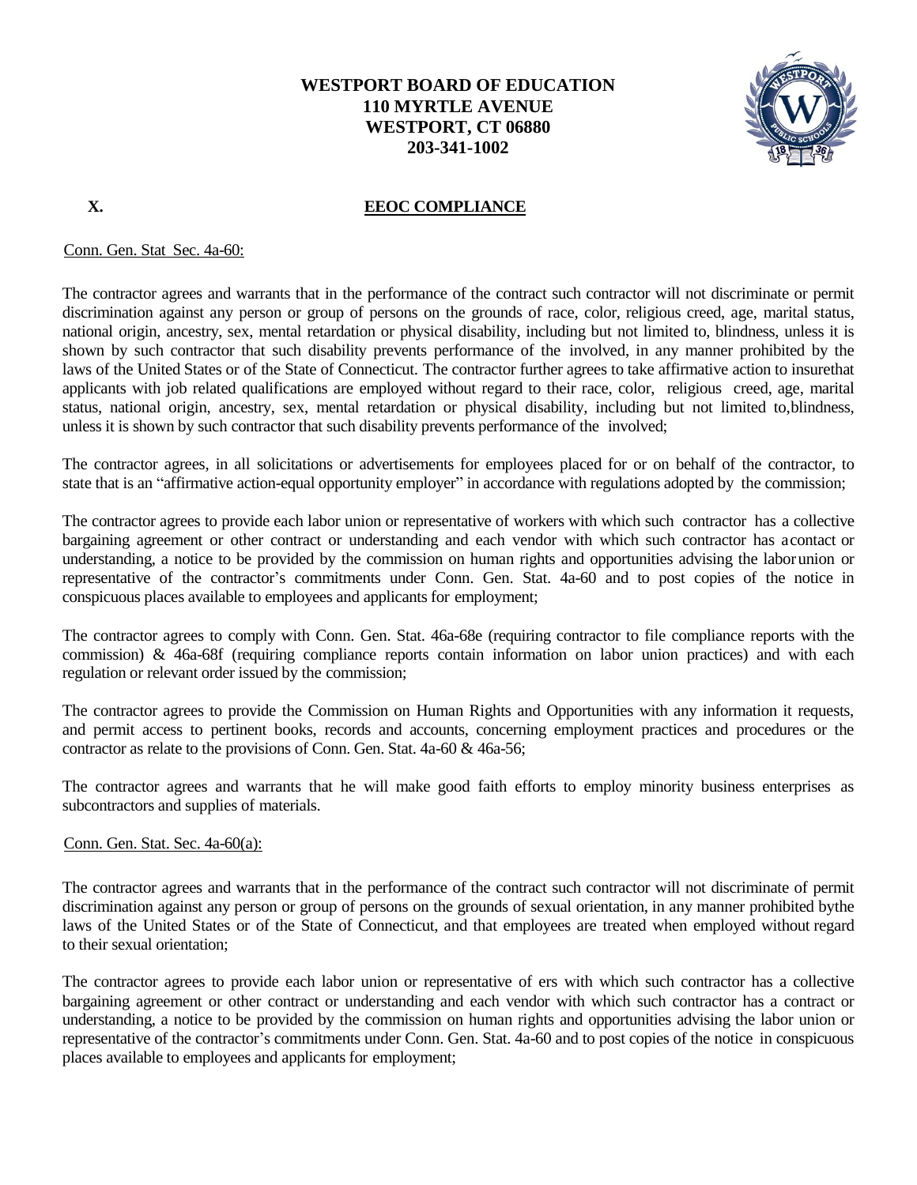**WESTPORT BOARD OF EDUCATION**
**110 MYRTLE AVENUE**
**WESTPORT, CT 06880**
**203-341-1002**

## X. EEOC COMPLIANCE

Conn. Gen. Stat Sec. 4a-60:

The contractor agrees and warrants that in the performance of the contract such contractor will not discriminate or permit discrimination against any person or group of persons on the grounds of race, color, religious creed, age, marital status, national origin, ancestry, sex, mental retardation or physical disability, including but not limited to, blindness, unless it is shown by such contractor that such disability prevents performance of the involved, in any manner prohibited by the laws of the United States or of the State of Connecticut. The contractor further agrees to take affirmative action to insurethat applicants with job related qualifications are employed without regard to their race, color, religious creed, age, marital status, national origin, ancestry, sex, mental retardation or physical disability, including but not limited to,blindness, unless it is shown by such contractor that such disability prevents performance of the involved;

The contractor agrees, in all solicitations or advertisements for employees placed for or on behalf of the contractor, to state that is an "affirmative action-equal opportunity employer" in accordance with regulations adopted by the commission;

The contractor agrees to provide each labor union or representative of workers with which such contractor has a collective bargaining agreement or other contract or understanding and each vendor with which such contractor has acontact or understanding, a notice to be provided by the commission on human rights and opportunities advising the laborunion or representative of the contractor's commitments under Conn. Gen. Stat. 4a-60 and to post copies of the notice in conspicuous places available to employees and applicants for employment;

The contractor agrees to comply with Conn. Gen. Stat. 46a-68e (requiring contractor to file compliance reports with the commission) & 46a-68f (requiring compliance reports contain information on labor union practices) and with each regulation or relevant order issued by the commission;

The contractor agrees to provide the Commission on Human Rights and Opportunities with any information it requests, and permit access to pertinent books, records and accounts, concerning employment practices and procedures or the contractor as relate to the provisions of Conn. Gen. Stat. 4a-60 & 46a-56;

The contractor agrees and warrants that he will make good faith efforts to employ minority business enterprises as subcontractors and supplies of materials.

Conn. Gen. Stat. Sec. 4a-60(a):

The contractor agrees and warrants that in the performance of the contract such contractor will not discriminate of permit discrimination against any person or group of persons on the grounds of sexual orientation, in any manner prohibited bythe laws of the United States or of the State of Connecticut, and that employees are treated when employed without regard to their sexual orientation;

The contractor agrees to provide each labor union or representative of ers with which such contractor has a collective bargaining agreement or other contract or understanding and each vendor with which such contractor has a contract or understanding, a notice to be provided by the commission on human rights and opportunities advising the labor union or representative of the contractor's commitments under Conn. Gen. Stat. 4a-60 and to post copies of the notice in conspicuous places available to employees and applicants for employment;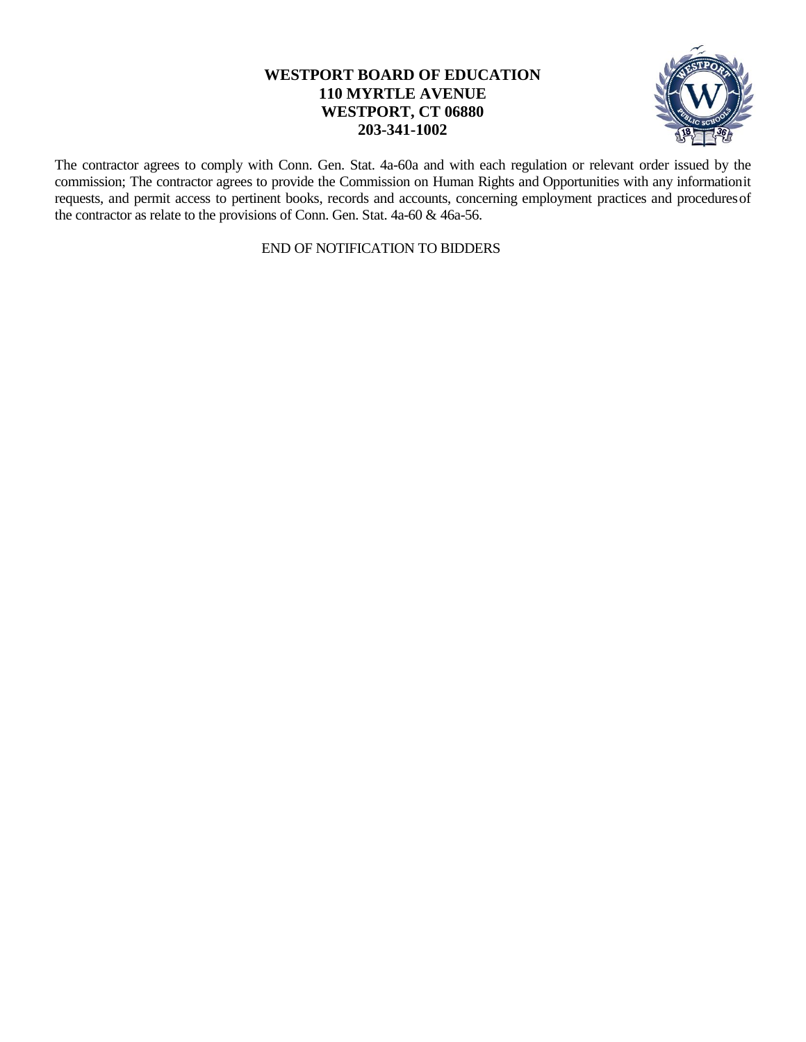**WESTPORT BOARD OF EDUCATION**
**110 MYRTLE AVENUE**
**WESTPORT, CT 06880**
**203-341-1002**

The contractor agrees to comply with Conn. Gen. Stat. 4a-60a and with each regulation or relevant order issued by the commission; The contractor agrees to provide the Commission on Human Rights and Opportunities with any information it requests, and permit access to pertinent books, records and accounts, concerning employment practices and procedures of the contractor as relate to the provisions of Conn. Gen. Stat. 4a-60 & 46a-56.

END OF NOTIFICATION TO BIDDERS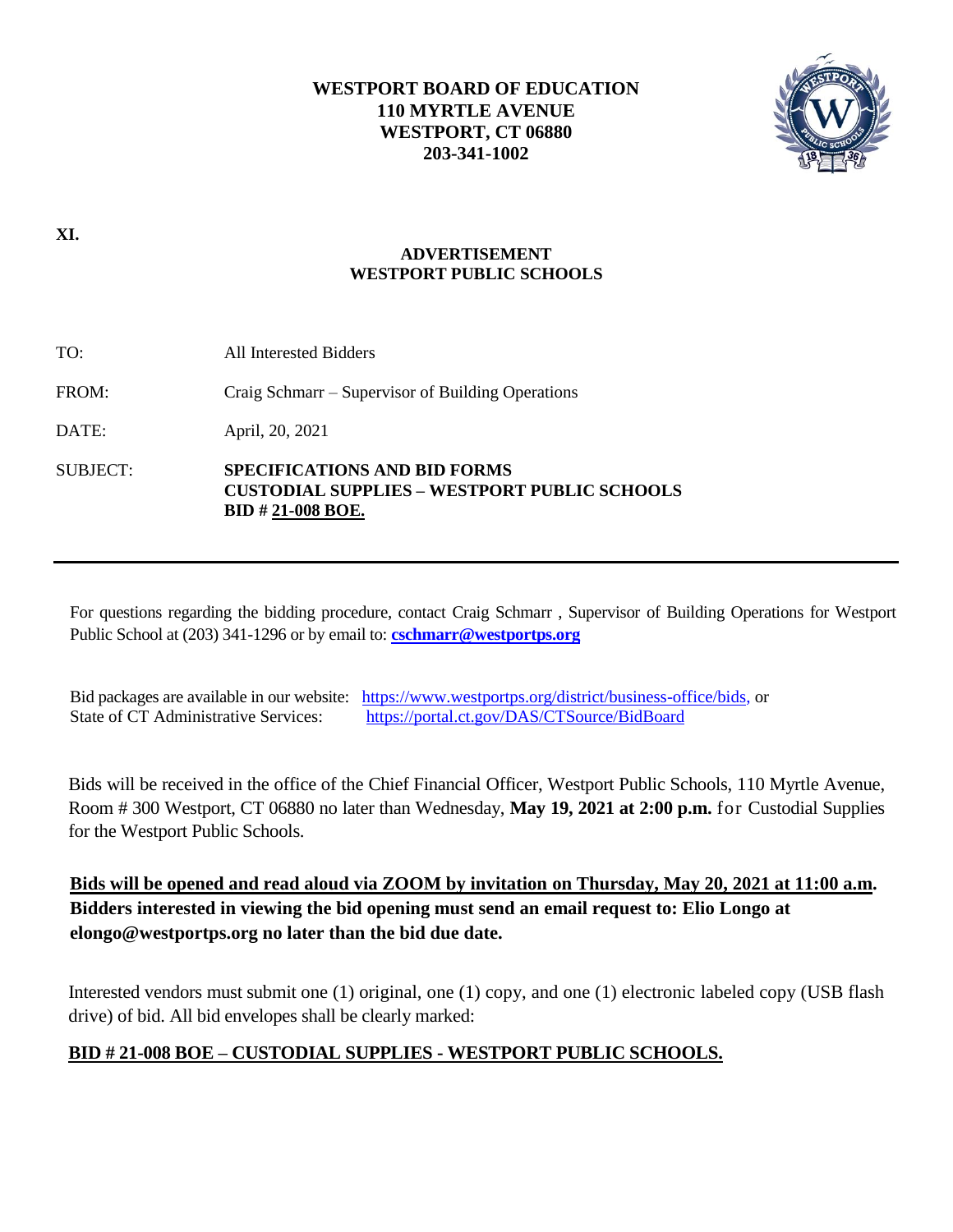**WESTPORT BOARD OF EDUCATION**
**110 MYRTLE AVENUE**
**WESTPORT, CT 06880**
**203-341-1002**

**XI.**

**ADVERTISEMENT**
**WESTPORT PUBLIC SCHOOLS**

| | |
|---|---|
| TO: | All Interested Bidders |
| FROM: | Craig Schmarr – Supervisor of Building Operations |
| DATE: | April, 20, 2021 |
| SUBJECT: | **SPECIFICATIONS AND BID FORMS CUSTODIAL SUPPLIES – WESTPORT PUBLIC SCHOOLS BID # 21-008 BOE.** |

---

For questions regarding the bidding procedure, contact Craig Schmarr , Supervisor of Building Operations for Westport Public School at (203) 341-1296 or by email to: **cschmarr@westportps.org**

Bid packages are available in our website: https://www.westportps.org/district/business-office/bids, or
State of CT Administrative Services: https://portal.ct.gov/DAS/CTSource/BidBoard

Bids will be received in the office of the Chief Financial Officer, Westport Public Schools, 110 Myrtle Avenue, Room # 300 Westport, CT 06880 no later than Wednesday, **May 19, 2021 at 2:00 p.m.** for Custodial Supplies for the Westport Public Schools.

**Bids will be opened and read aloud via ZOOM by invitation on Thursday, May 20, 2021 at 11:00 a.m. Bidders interested in viewing the bid opening must send an email request to: Elio Longo at elongo@westportps.org no later than the bid due date.**

Interested vendors must submit one (1) original, one (1) copy, and one (1) electronic labeled copy (USB flash drive) of bid. All bid envelopes shall be clearly marked:

**BID # 21-008 BOE – CUSTODIAL SUPPLIES - WESTPORT PUBLIC SCHOOLS.**